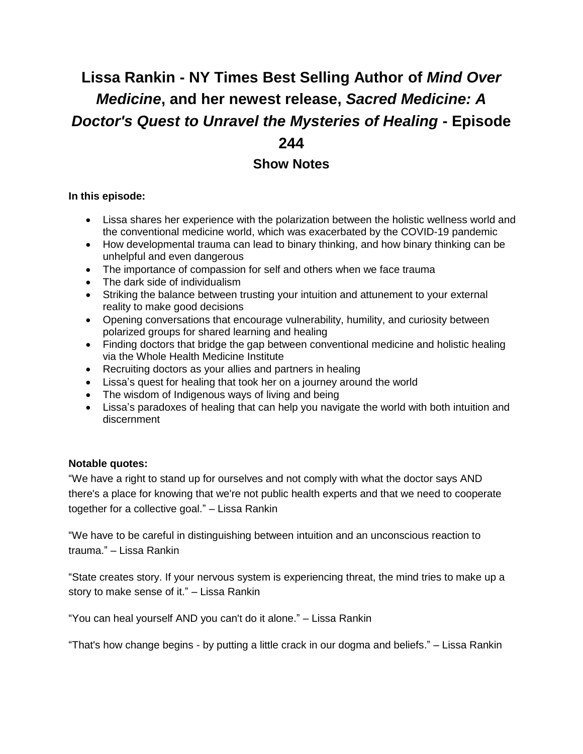# Lissa Rankin - NY Times Best Selling Author of *Mind Over Medicine*, and her newest release, *Sacred Medicine: A Doctor's Quest to Unravel the Mysteries of Healing* - Episode 244

## Show Notes

**In this episode:**

- Lissa shares her experience with the polarization between the holistic wellness world and the conventional medicine world, which was exacerbated by the COVID-19 pandemic
- How developmental trauma can lead to binary thinking, and how binary thinking can be unhelpful and even dangerous
- The importance of compassion for self and others when we face trauma
- The dark side of individualism
- Striking the balance between trusting your intuition and attunement to your external reality to make good decisions
- Opening conversations that encourage vulnerability, humility, and curiosity between polarized groups for shared learning and healing
- Finding doctors that bridge the gap between conventional medicine and holistic healing via the Whole Health Medicine Institute
- Recruiting doctors as your allies and partners in healing
- Lissa's quest for healing that took her on a journey around the world
- The wisdom of Indigenous ways of living and being
- Lissa's paradoxes of healing that can help you navigate the world with both intuition and discernment

**Notable quotes:**

"We have a right to stand up for ourselves and not comply with what the doctor says AND there's a place for knowing that we're not public health experts and that we need to cooperate together for a collective goal." – Lissa Rankin

"We have to be careful in distinguishing between intuition and an unconscious reaction to trauma." – Lissa Rankin

"State creates story. If your nervous system is experiencing threat, the mind tries to make up a story to make sense of it." – Lissa Rankin

"You can heal yourself AND you can't do it alone." – Lissa Rankin

"That's how change begins - by putting a little crack in our dogma and beliefs." – Lissa Rankin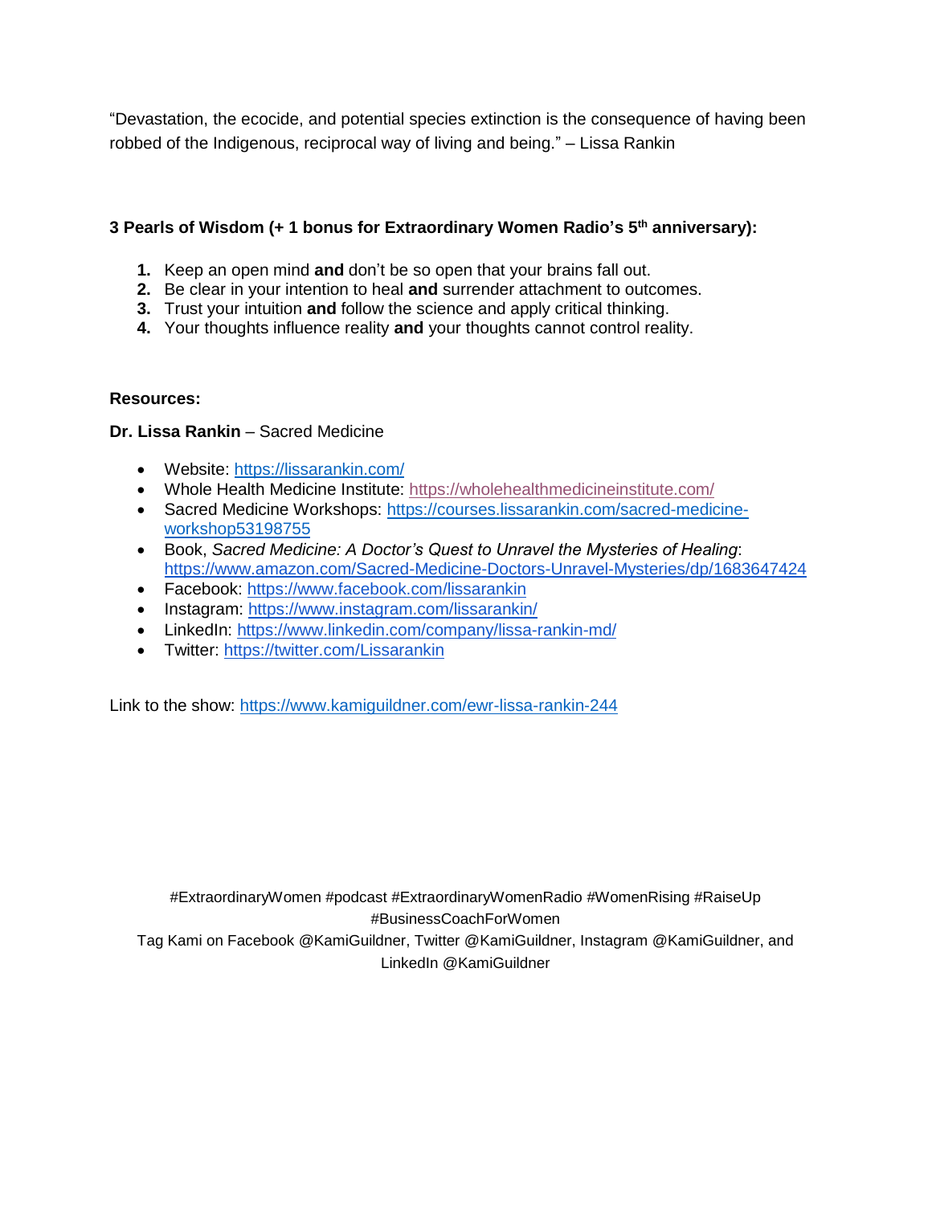"Devastation, the ecocide, and potential species extinction is the consequence of having been robbed of the Indigenous, reciprocal way of living and being." – Lissa Rankin

**3 Pearls of Wisdom (+ 1 bonus for Extraordinary Women Radio's 5th anniversary):**

1. Keep an open mind **and** don't be so open that your brains fall out.
2. Be clear in your intention to heal **and** surrender attachment to outcomes.
3. Trust your intuition **and** follow the science and apply critical thinking.
4. Your thoughts influence reality **and** your thoughts cannot control reality.

**Resources:**

**Dr. Lissa Rankin** – Sacred Medicine

- Website: https://lissarankin.com/
- Whole Health Medicine Institute: https://wholehealthmedicineinstitute.com/
- Sacred Medicine Workshops: https://courses.lissarankin.com/sacred-medicine-workshop53198755
- Book, *Sacred Medicine: A Doctor's Quest to Unravel the Mysteries of Healing*: https://www.amazon.com/Sacred-Medicine-Doctors-Unravel-Mysteries/dp/1683647424
- Facebook: https://www.facebook.com/lissarankin
- Instagram: https://www.instagram.com/lissarankin/
- LinkedIn: https://www.linkedin.com/company/lissa-rankin-md/
- Twitter: https://twitter.com/Lissarankin

Link to the show: https://www.kamiguildner.com/ewr-lissa-rankin-244

#ExtraordinaryWomen #podcast #ExtraordinaryWomenRadio #WomenRising #RaiseUp #BusinessCoachForWomen
Tag Kami on Facebook @KamiGuildner, Twitter @KamiGuildner, Instagram @KamiGuildner, and LinkedIn @KamiGuildner